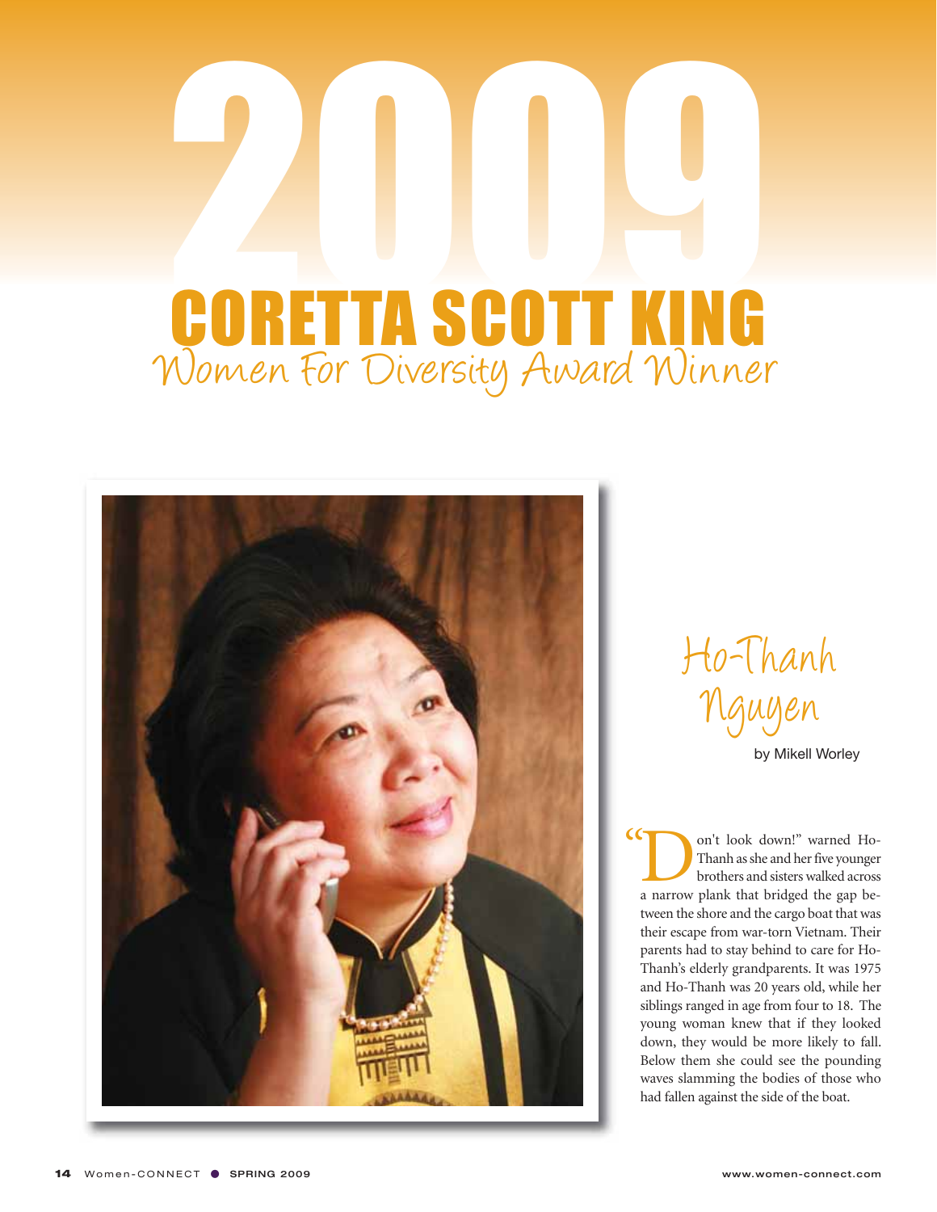# 2009

# CORETTA SCOTT KING

## Women For Diversity Award Winner

## Ho-Thanh Nguyen

by Mikell Worley

"Don't look down!" warned Ho-Thanh as she and her five younger brothers and sisters walked across a narrow plank that bridged the gap between the shore and the cargo boat that was their escape from war-torn Vietnam. Their parents had to stay behind to care for Ho-Thanh's elderly grandparents. It was 1975 and Ho-Thanh was 20 years old, while her siblings ranged in age from four to 18. The young woman knew that if they looked down, they would be more likely to fall. Below them she could see the pounding waves slamming the bodies of those who had fallen against the side of the boat.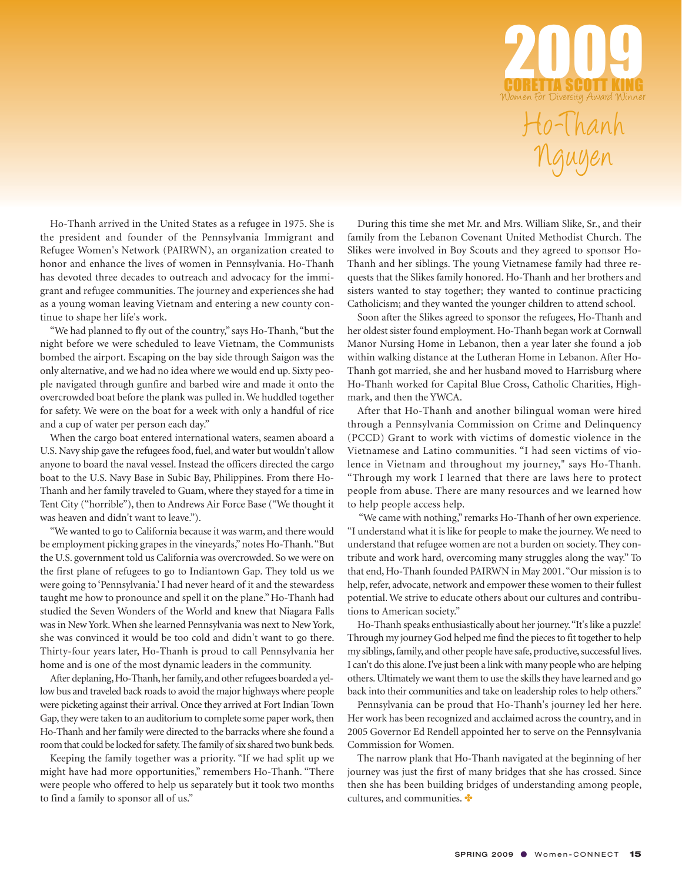# 2009 CORETTA SCOTT KING

*Women for Diversity Award Winner*

## Ho-Thanh Nguyen

Ho-Thanh arrived in the United States as a refugee in 1975. She is the president and founder of the Pennsylvania Immigrant and Refugee Women's Network (PAIRWN), an organization created to honor and enhance the lives of women in Pennsylvania. Ho-Thanh has devoted three decades to outreach and advocacy for the immigrant and refugee communities. The journey and experiences she had as a young woman leaving Vietnam and entering a new county continue to shape her life's work.

"We had planned to fly out of the country," says Ho-Thanh, "but the night before we were scheduled to leave Vietnam, the Communists bombed the airport. Escaping on the bay side through Saigon was the only alternative, and we had no idea where we would end up. Sixty people navigated through gunfire and barbed wire and made it onto the overcrowded boat before the plank was pulled in. We huddled together for safety. We were on the boat for a week with only a handful of rice and a cup of water per person each day."

When the cargo boat entered international waters, seamen aboard a U.S. Navy ship gave the refugees food, fuel, and water but wouldn't allow anyone to board the naval vessel. Instead the officers directed the cargo boat to the U.S. Navy Base in Subic Bay, Philippines. From there Ho-Thanh and her family traveled to Guam, where they stayed for a time in Tent City ("horrible"), then to Andrews Air Force Base ("We thought it was heaven and didn't want to leave.").

"We wanted to go to California because it was warm, and there would be employment picking grapes in the vineyards," notes Ho-Thanh. "But the U.S. government told us California was overcrowded. So we were on the first plane of refugees to go to Indiantown Gap. They told us we were going to 'Pennsylvania.' I had never heard of it and the stewardess taught me how to pronounce and spell it on the plane." Ho-Thanh had studied the Seven Wonders of the World and knew that Niagara Falls was in New York. When she learned Pennsylvania was next to New York, she was convinced it would be too cold and didn't want to go there. Thirty-four years later, Ho-Thanh is proud to call Pennsylvania her home and is one of the most dynamic leaders in the community.

After deplaning, Ho-Thanh, her family, and other refugees boarded a yellow bus and traveled back roads to avoid the major highways where people were picketing against their arrival. Once they arrived at Fort Indian Town Gap, they were taken to an auditorium to complete some paper work, then Ho-Thanh and her family were directed to the barracks where she found a room that could be locked for safety. The family of six shared two bunk beds.

Keeping the family together was a priority. "If we had split up we might have had more opportunities," remembers Ho-Thanh. "There were people who offered to help us separately but it took two months to find a family to sponsor all of us."

During this time she met Mr. and Mrs. William Slike, Sr., and their family from the Lebanon Covenant United Methodist Church. The Slikes were involved in Boy Scouts and they agreed to sponsor Ho-Thanh and her siblings. The young Vietnamese family had three requests that the Slikes family honored. Ho-Thanh and her brothers and sisters wanted to stay together; they wanted to continue practicing Catholicism; and they wanted the younger children to attend school.

Soon after the Slikes agreed to sponsor the refugees, Ho-Thanh and her oldest sister found employment. Ho-Thanh began work at Cornwall Manor Nursing Home in Lebanon, then a year later she found a job within walking distance at the Lutheran Home in Lebanon. After Ho-Thanh got married, she and her husband moved to Harrisburg where Ho-Thanh worked for Capital Blue Cross, Catholic Charities, Highmark, and then the YWCA.

After that Ho-Thanh and another bilingual woman were hired through a Pennsylvania Commission on Crime and Delinquency (PCCD) Grant to work with victims of domestic violence in the Vietnamese and Latino communities. "I had seen victims of violence in Vietnam and throughout my journey," says Ho-Thanh. "Through my work I learned that there are laws here to protect people from abuse. There are many resources and we learned how to help people access help.

"We came with nothing," remarks Ho-Thanh of her own experience. "I understand what it is like for people to make the journey. We need to understand that refugee women are not a burden on society. They contribute and work hard, overcoming many struggles along the way." To that end, Ho-Thanh founded PAIRWN in May 2001. "Our mission is to help, refer, advocate, network and empower these women to their fullest potential. We strive to educate others about our cultures and contributions to American society."

Ho-Thanh speaks enthusiastically about her journey. "It's like a puzzle! Through my journey God helped me find the pieces to fit together to help my siblings, family, and other people have safe, productive, successful lives. I can't do this alone. I've just been a link with many people who are helping others. Ultimately we want them to use the skills they have learned and go back into their communities and take on leadership roles to help others."

Pennsylvania can be proud that Ho-Thanh's journey led her here. Her work has been recognized and acclaimed across the country, and in 2005 Governor Ed Rendell appointed her to serve on the Pennsylvania Commission for Women.

The narrow plank that Ho-Thanh navigated at the beginning of her journey was just the first of many bridges that she has crossed. Since then she has been building bridges of understanding among people, cultures, and communities. ✤